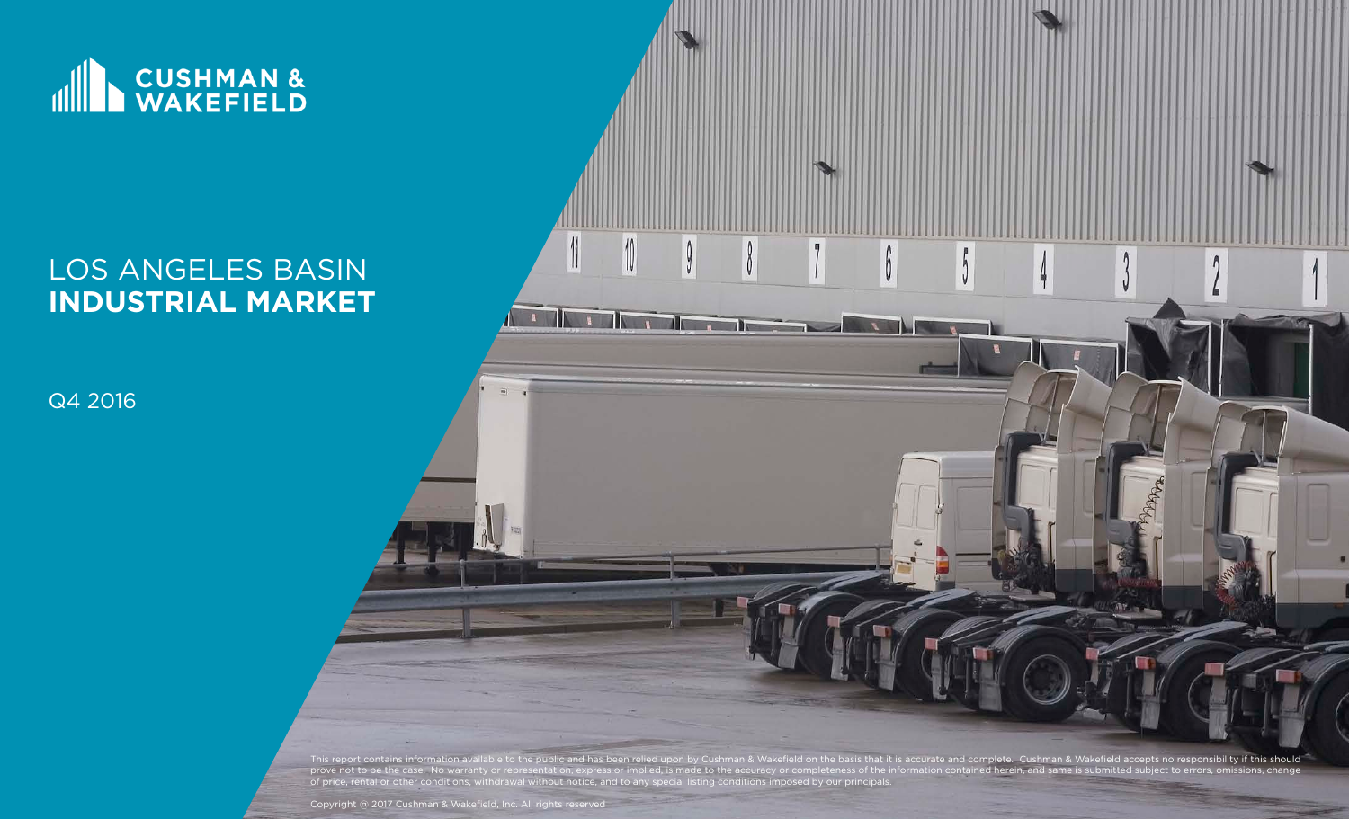CUSHMAN & WAKEFIELD

# LOS ANGELES BASIN **INDUSTRIAL MARKET**

Q4 2016

This report contains information available to the public and has been relied upon by Cushman & Wakefield on the basis that it is accurate and complete. Cushman & Wakefield accepts no responsibility if this should prove not to be the case. No warranty or representation, express or implied, is made to the accuracy or completeness of the information contained herein, and same is submitted subject to errors, omissions, change of price, rental or other conditions, withdrawal without notice, and to any special listing conditions imposed by our principals.

Copyright @ 2017 Cushman & Wakefield, Inc. All rights reserved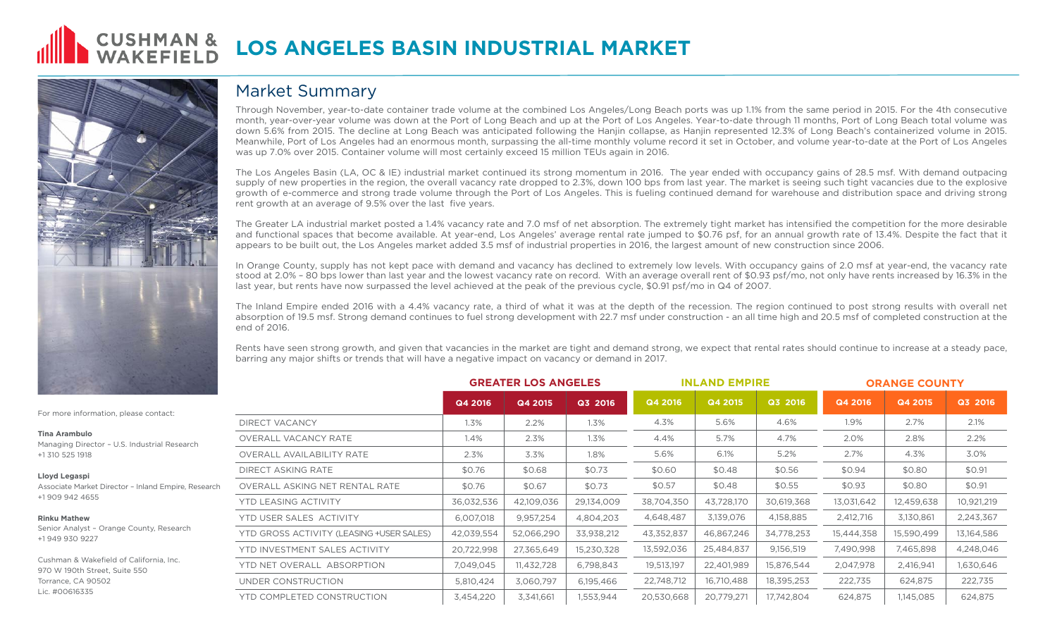# LOS ANGELES BASIN INDUSTRIAL MARKET

## Market Summary

Through November, year-to-date container trade volume at the combined Los Angeles/Long Beach ports was up 1.1% from the same period in 2015. For the 4th consecutive month, year-over-year volume was down at the Port of Long Beach and up at the Port of Los Angeles. Year-to-date through 11 months, Port of Long Beach total volume was down 5.6% from 2015. The decline at Long Beach was anticipated following the Hanjin collapse, as Hanjin represented 12.3% of Long Beach's containerized volume in 2015. Meanwhile, Port of Los Angeles had an enormous month, surpassing the all-time monthly volume record it set in October, and volume year-to-date at the Port of Los Angeles was up 7.0% over 2015. Container volume will most certainly exceed 15 million TEUs again in 2016.

The Los Angeles Basin (LA, OC & IE) industrial market continued its strong momentum in 2016. The year ended with occupancy gains of 28.5 msf. With demand outpacing supply of new properties in the region, the overall vacancy rate dropped to 2.3%, down 100 bps from last year. The market is seeing such tight vacancies due to the explosive growth of e-commerce and strong trade volume through the Port of Los Angeles. This is fueling continued demand for warehouse and distribution space and driving strong rent growth at an average of 9.5% over the last five years.

The Greater LA industrial market posted a 1.4% vacancy rate and 7.0 msf of net absorption. The extremely tight market has intensified the competition for the more desirable and functional spaces that become available. At year-end, Los Angeles' average rental rate jumped to $0.76 psf, for an annual growth rate of 13.4%. Despite the fact that it appears to be built out, the Los Angeles market added 3.5 msf of industrial properties in 2016, the largest amount of new construction since 2006.

In Orange County, supply has not kept pace with demand and vacancy has declined to extremely low levels. With occupancy gains of 2.0 msf at year-end, the vacancy rate stood at 2.0% – 80 bps lower than last year and the lowest vacancy rate on record. With an average overall rent of $0.93 psf/mo, not only have rents increased by 16.3% in the last year, but rents have now surpassed the level achieved at the peak of the previous cycle, $0.91 psf/mo in Q4 of 2007.

The Inland Empire ended 2016 with a 4.4% vacancy rate, a third of what it was at the depth of the recession. The region continued to post strong results with overall net absorption of 19.5 msf. Strong demand continues to fuel strong development with 22.7 msf under construction - an all time high and 20.5 msf of completed construction at the end of 2016.

Rents have seen strong growth, and given that vacancies in the market are tight and demand strong, we expect that rental rates should continue to increase at a steady pace, barring any major shifts or trends that will have a negative impact on vacancy or demand in 2017.

| | GREATER LOS ANGELES | | | INLAND EMPIRE | | | ORANGE COUNTY | | |
|---|---|---|---|---|---|---|---|---|---|
| | Q4 2016 | Q4 2015 | Q3 2016 | Q4 2016 | Q4 2015 | Q3 2016 | Q4 2016 | Q4 2015 | Q3 2016 |
| DIRECT VACANCY | 1.3% | 2.2% | 1.3% | 4.3% | 5.6% | 4.6% | 1.9% | 2.7% | 2.1% |
| OVERALL VACANCY RATE | 1.4% | 2.3% | 1.3% | 4.4% | 5.7% | 4.7% | 2.0% | 2.8% | 2.2% |
| OVERALL AVAILABILITY RATE | 2.3% | 3.3% | 1.8% | 5.6% | 6.1% | 5.2% | 2.7% | 4.3% | 3.0% |
| DIRECT ASKING RATE | $0.76 | $0.68 | $0.73 | $0.60 | $0.48 | $0.56 | $0.94 | $0.80 | $0.91 |
| OVERALL ASKING NET RENTAL RATE | $0.76 | $0.67 | $0.73 | $0.57 | $0.48 | $0.55 | $0.93 | $0.80 | $0.91 |
| YTD LEASING ACTIVITY | 36,032,536 | 42,109,036 | 29,134,009 | 38,704,350 | 43,728,170 | 30,619,368 | 13,031,642 | 12,459,638 | 10,921,219 |
| YTD USER SALES ACTIVITY | 6,007,018 | 9,957,254 | 4,804,203 | 4,648,487 | 3,139,076 | 4,158,885 | 2,412,716 | 3,130,861 | 2,243,367 |
| YTD GROSS ACTIVITY (LEASING +USER SALES) | 42,039,554 | 52,066,290 | 33,938,212 | 43,352,837 | 46,867,246 | 34,778,253 | 15,444,358 | 15,590,499 | 13,164,586 |
| YTD INVESTMENT SALES ACTIVITY | 20,722,998 | 27,365,649 | 15,230,328 | 13,592,036 | 25,484,837 | 9,156,519 | 7,490,998 | 7,465,898 | 4,248,046 |
| YTD NET OVERALL ABSORPTION | 7,049,045 | 11,432,728 | 6,798,843 | 19,513,197 | 22,401,989 | 15,876,544 | 2,047,978 | 2,416,941 | 1,630,646 |
| UNDER CONSTRUCTION | 5,810,424 | 3,060,797 | 6,195,466 | 22,748,712 | 16,710,488 | 18,395,253 | 222,735 | 624,875 | 222,735 |
| YTD COMPLETED CONSTRUCTION | 3,454,220 | 3,341,661 | 1,553,944 | 20,530,668 | 20,779,271 | 17,742,804 | 624,875 | 1,145,085 | 624,875 |

For more information, please contact:

**Tina Arambulo**
Managing Director – U.S. Industrial Research
+1 310 525 1918

**Lloyd Legaspi**
Associate Market Director – Inland Empire, Research
+1 909 942 4655

**Rinku Mathew**
Senior Analyst – Orange County, Research
+1 949 930 9227

Cushman & Wakefield of California, Inc.
970 W 190th Street, Suite 550
Torrance, CA 90502
Lic. #00616335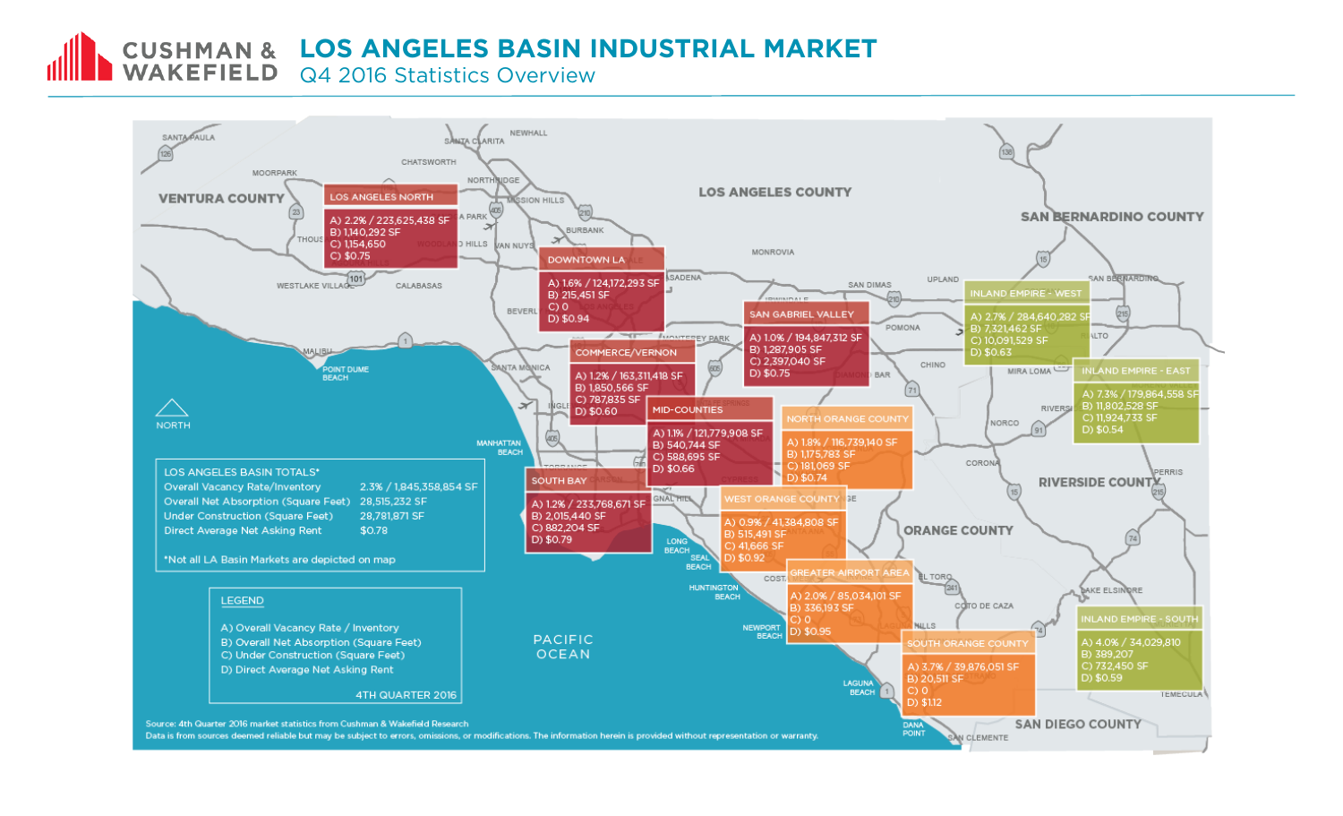# LOS ANGELES BASIN INDUSTRIAL MARKET

## Q4 2016 Statistics Overview

### LOS ANGELES BASIN TOTALS*

| | |
|---|---|
| Overall Vacancy Rate/Inventory | 2.3% / 1,845,358,854 SF |
| Overall Net Absorption (Square Feet) | 28,515,232 SF |
| Under Construction (Square Feet) | 28,781,871 SF |
| Direct Average Net Asking Rent | $0.78 |

*Not all LA Basin Markets are depicted on map

### LEGEND

A) Overall Vacancy Rate / Inventory
B) Overall Net Absorption (Square Feet)
C) Under Construction (Square Feet)
D) Direct Average Net Asking Rent

4TH QUARTER 2016

### LOS ANGELES NORTH
A) 2.2% / 223,625,438 SF
B) 1,140,292 SF
C) 1,154,650
C) $0.75

### DOWNTOWN LA
A) 1.6% / 124,172,293 SF
B) 215,451 SF
C) 0
D) $0.94

### COMMERCE/VERNON
A) 1.2% / 163,311,418 SF
B) 1,850,566 SF
C) 787,835 SF
D) $0.60

### MID-COUNTIES
A) 1.1% / 121,779,908 SF
B) 540,744 SF
C) 588,695 SF
D) $0.66

### SAN GABRIEL VALLEY
A) 1.0% / 194,847,312 SF
B) 1,287,905 SF
C) 2,397,040 SF
D) $0.75

### SOUTH BAY
A) 1.2% / 233,768,671 SF
B) 2,015,440 SF
C) 882,204 SF
D) $0.79

### NORTH ORANGE COUNTY
A) 1.8% / 116,739,140 SF
B) 1,175,783 SF
C) 181,069 SF
D) $0.74

### WEST ORANGE COUNTY
A) 0.9% / 41,384,808 SF
B) 515,491 SF
C) 41,666 SF
D) $0.92

### GREATER AIRPORT AREA
A) 2.0% / 85,034,101 SF
B) 336,193 SF
C) 0
D) $0.95

### SOUTH ORANGE COUNTY
A) 3.7% / 39,876,051 SF
B) 20,511 SF
C) 0
D) $1.12

### INLAND EMPIRE - WEST
A) 2.7% / 284,640,282 SF
B) 7,321,462 SF
C) 10,091,529 SF
D) $0.63

### INLAND EMPIRE - EAST
A) 7.3% / 179,864,558 SF
B) 11,802,528 SF
C) 11,924,733 SF
D) $0.54

### INLAND EMPIRE - SOUTH
A) 4.0% / 34,029,810
B) 389,207
C) 732,450 SF
D) $0.59

Source: 4th Quarter 2016 market statistics from Cushman & Wakefield Research
Data is from sources deemed reliable but may be subject to errors, omissions, or modifications. The information herein is provided without representation or warranty.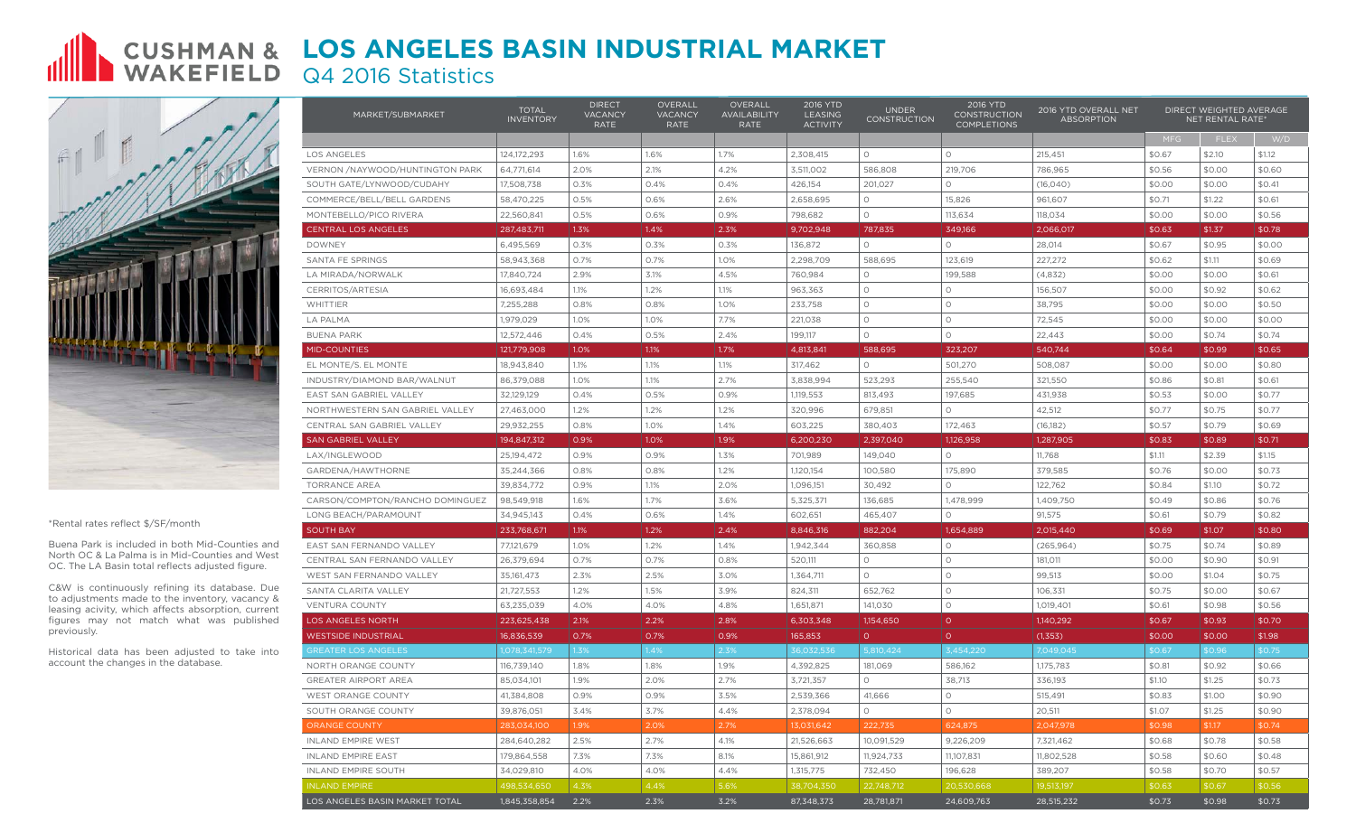# CUSHMAN & WAKEFIELD

# LOS ANGELES BASIN INDUSTRIAL MARKET

## Q4 2016 Statistics

| MARKET/SUBMARKET | TOTAL INVENTORY | DIRECT VACANCY RATE | OVERALL VACANCY RATE | OVERALL AVAILABILITY RATE | 2016 YTD LEASING ACTIVITY | UNDER CONSTRUCTION | 2016 YTD CONSTRUCTION COMPLETIONS | 2016 YTD OVERALL NET ABSORPTION | DIRECT WEIGHTED AVERAGE NET RENTAL RATE* | | |
|---|---|---|---|---|---|---|---|---|---|---|---|
| | | | | | | | | | MFG | FLEX | W/D |
| LOS ANGELES | 124,172,293 | 1.6% | 1.6% | 1.7% | 2,308,415 | 0 | 0 | 215,451 | $0.67 | $2.10 | $1.12 |
| VERNON /NAYWOOD/HUNTINGTON PARK | 64,771,614 | 2.0% | 2.1% | 4.2% | 3,511,002 | 586,808 | 219,706 | 786,965 | $0.56 | $0.00 | $0.60 |
| SOUTH GATE/LYNWOOD/CUDAHY | 17,508,738 | 0.3% | 0.4% | 0.4% | 426,154 | 201,027 | 0 | (16,040) | $0.00 | $0.00 | $0.41 |
| COMMERCE/BELL/BELL GARDENS | 58,470,225 | 0.5% | 0.6% | 2.6% | 2,658,695 | 0 | 15,826 | 961,607 | $0.71 | $1.22 | $0.61 |
| MONTEBELLO/PICO RIVERA | 22,560,841 | 0.5% | 0.6% | 0.9% | 798,682 | 0 | 113,634 | 118,034 | $0.00 | $0.00 | $0.56 |
| CENTRAL LOS ANGELES | 287,483,711 | 1.3% | 1.4% | 2.3% | 9,702,948 | 787,835 | 349,166 | 2,066,017 | $0.63 | $1.37 | $0.78 |
| DOWNEY | 6,495,569 | 0.3% | 0.3% | 0.3% | 136,872 | 0 | 0 | 28,014 | $0.67 | $0.95 | $0.00 |
| SANTA FE SPRINGS | 58,943,368 | 0.7% | 0.7% | 1.0% | 2,298,709 | 588,695 | 123,619 | 227,272 | $0.62 | $1.11 | $0.69 |
| LA MIRADA/NORWALK | 17,840,724 | 2.9% | 3.1% | 4.5% | 760,984 | 0 | 199,588 | (4,832) | $0.00 | $0.00 | $0.61 |
| CERRITOS/ARTESIA | 16,693,484 | 1.1% | 1.2% | 1.1% | 963,363 | 0 | 0 | 156,507 | $0.00 | $0.92 | $0.62 |
| WHITTIER | 7,255,288 | 0.8% | 0.8% | 1.0% | 233,758 | 0 | 0 | 38,795 | $0.00 | $0.00 | $0.50 |
| LA PALMA | 1,979,029 | 1.0% | 1.0% | 7.7% | 221,038 | 0 | 0 | 72,545 | $0.00 | $0.00 | $0.00 |
| BUENA PARK | 12,572,446 | 0.4% | 0.5% | 2.4% | 199,117 | 0 | 0 | 22,443 | $0.00 | $0.74 | $0.74 |
| MID-COUNTIES | 121,779,908 | 1.0% | 1.1% | 1.7% | 4,813,841 | 588,695 | 323,207 | 540,744 | $0.64 | $0.99 | $0.65 |
| EL MONTE/S. EL MONTE | 18,943,840 | 1.1% | 1.1% | 1.1% | 317,462 | 0 | 501,270 | 508,087 | $0.00 | $0.00 | $0.80 |
| INDUSTRY/DIAMOND BAR/WALNUT | 86,379,088 | 1.0% | 1.1% | 2.7% | 3,838,994 | 523,293 | 255,540 | 321,550 | $0.86 | $0.81 | $0.61 |
| EAST SAN GABRIEL VALLEY | 32,129,129 | 0.4% | 0.5% | 0.9% | 1,119,553 | 813,493 | 197,685 | 431,938 | $0.53 | $0.00 | $0.77 |
| NORTHWESTERN SAN GABRIEL VALLEY | 27,463,000 | 1.2% | 1.2% | 1.2% | 320,996 | 679,851 | 0 | 42,512 | $0.77 | $0.75 | $0.77 |
| CENTRAL SAN GABRIEL VALLEY | 29,932,255 | 0.8% | 1.0% | 1.4% | 603,225 | 380,403 | 172,463 | (16,182) | $0.57 | $0.79 | $0.69 |
| SAN GABRIEL VALLEY | 194,847,312 | 0.9% | 1.0% | 1.9% | 6,200,230 | 2,397,040 | 1,126,958 | 1,287,905 | $0.83 | $0.89 | $0.71 |
| LAX/INGLEWOOD | 25,194,472 | 0.9% | 0.9% | 1.3% | 701,989 | 149,040 | 0 | 11,768 | $1.11 | $2.39 | $1.15 |
| GARDENA/HAWTHORNE | 35,244,366 | 0.8% | 0.8% | 1.2% | 1,120,154 | 100,580 | 175,890 | 379,585 | $0.76 | $0.00 | $0.73 |
| TORRANCE AREA | 39,834,772 | 0.9% | 1.1% | 2.0% | 1,096,151 | 30,492 | 0 | 122,762 | $0.84 | $1.10 | $0.72 |
| CARSON/COMPTON/RANCHO DOMINGUEZ | 98,549,918 | 1.6% | 1.7% | 3.6% | 5,325,371 | 136,685 | 1,478,999 | 1,409,750 | $0.49 | $0.86 | $0.76 |
| LONG BEACH/PARAMOUNT | 34,945,143 | 0.4% | 0.6% | 1.4% | 602,651 | 465,407 | 0 | 91,575 | $0.61 | $0.79 | $0.82 |
| SOUTH BAY | 233,768,671 | 1.1% | 1.2% | 2.4% | 8,846,316 | 882,204 | 1,654,889 | 2,015,440 | $0.69 | $1.07 | $0.80 |
| EAST SAN FERNANDO VALLEY | 77,121,679 | 1.0% | 1.2% | 1.4% | 1,942,344 | 360,858 | 0 | (265,964) | $0.75 | $0.74 | $0.89 |
| CENTRAL SAN FERNANDO VALLEY | 26,379,694 | 0.7% | 0.7% | 0.8% | 520,111 | 0 | 0 | 181,011 | $0.00 | $0.90 | $0.91 |
| WEST SAN FERNANDO VALLEY | 35,161,473 | 2.3% | 2.5% | 3.0% | 1,364,711 | 0 | 0 | 99,513 | $0.00 | $1.04 | $0.75 |
| SANTA CLARITA VALLEY | 21,727,553 | 1.2% | 1.5% | 3.9% | 824,311 | 652,762 | 0 | 106,331 | $0.75 | $0.00 | $0.67 |
| VENTURA COUNTY | 63,235,039 | 4.0% | 4.0% | 4.8% | 1,651,871 | 141,030 | 0 | 1,019,401 | $0.61 | $0.98 | $0.56 |
| LOS ANGELES NORTH | 223,625,438 | 2.1% | 2.2% | 2.8% | 6,303,348 | 1,154,650 | 0 | 1,140,292 | $0.67 | $0.93 | $0.70 |
| WESTSIDE INDUSTRIAL | 16,836,539 | 0.7% | 0.7% | 0.9% | 165,853 | 0 | 0 | (1,353) | $0.00 | $0.00 | $1.98 |
| GREATER LOS ANGELES | 1,078,341,579 | 1.3% | 1.4% | 2.3% | 36,032,536 | 5,810,424 | 3,454,220 | 7,049,045 | $0.67 | $0.96 | $0.75 |
| NORTH ORANGE COUNTY | 116,739,140 | 1.8% | 1.8% | 1.9% | 4,392,825 | 181,069 | 586,162 | 1,175,783 | $0.81 | $0.92 | $0.66 |
| GREATER AIRPORT AREA | 85,034,101 | 1.9% | 2.0% | 2.7% | 3,721,357 | 0 | 38,713 | 336,193 | $1.10 | $1.25 | $0.73 |
| WEST ORANGE COUNTY | 41,384,808 | 0.9% | 0.9% | 3.5% | 2,539,366 | 41,666 | 0 | 515,491 | $0.83 | $1.00 | $0.90 |
| SOUTH ORANGE COUNTY | 39,876,051 | 3.4% | 3.7% | 4.4% | 2,378,094 | 0 | 0 | 20,511 | $1.07 | $1.25 | $0.90 |
| ORANGE COUNTY | 283,034,100 | 1.9% | 2.0% | 2.7% | 13,031,642 | 222,735 | 624,875 | 2,047,978 | $0.98 | $1.17 | $0.74 |
| INLAND EMPIRE WEST | 284,640,282 | 2.5% | 2.7% | 4.1% | 21,526,663 | 10,091,529 | 9,226,209 | 7,321,462 | $0.68 | $0.78 | $0.58 |
| INLAND EMPIRE EAST | 179,864,558 | 7.3% | 7.3% | 8.1% | 15,861,912 | 11,924,733 | 11,107,831 | 11,802,528 | $0.58 | $0.60 | $0.48 |
| INLAND EMPIRE SOUTH | 34,029,810 | 4.0% | 4.0% | 4.4% | 1,315,775 | 732,450 | 196,628 | 389,207 | $0.58 | $0.70 | $0.57 |
| INLAND EMPIRE | 498,534,650 | 4.3% | 4.4% | 5.6% | 38,704,350 | 22,748,712 | 20,530,668 | 19,513,197 | $0.63 | $0.67 | $0.56 |
| LOS ANGELES BASIN MARKET TOTAL | 1,845,358,854 | 2.2% | 2.3% | 3.2% | 87,348,373 | 28,781,871 | 24,609,763 | 28,515,232 | $0.73 | $0.98 | $0.73 |

*Rental rates reflect $/SF/month

Buena Park is included in both Mid-Counties and North OC & La Palma is in Mid-Counties and West OC. The LA Basin total reflects adjusted figure.

C&W is continuously refining its database. Due to adjustments made to the inventory, vacancy & leasing activity, which affects absorption, current figures may not match what was published previously.

Historical data has been adjusted to take into account the changes in the database.